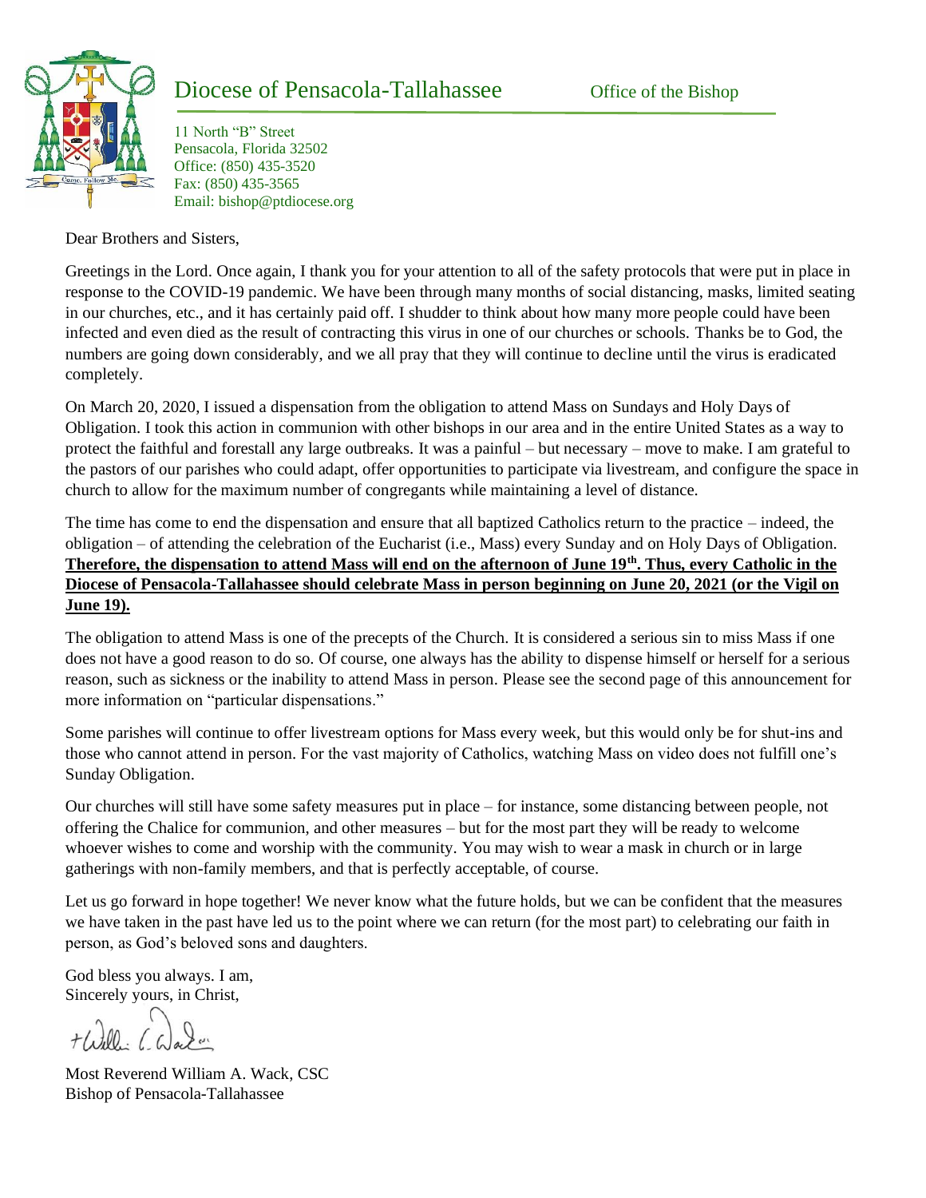# Diocese of Pensacola-Tallahassee

Office of the Bishop

11 North "B" Street
Pensacola, Florida 32502
Office: (850) 435-3520
Fax: (850) 435-3565
Email: bishop@ptdiocese.org

Dear Brothers and Sisters,

Greetings in the Lord. Once again, I thank you for your attention to all of the safety protocols that were put in place in response to the COVID-19 pandemic. We have been through many months of social distancing, masks, limited seating in our churches, etc., and it has certainly paid off. I shudder to think about how many more people could have been infected and even died as the result of contracting this virus in one of our churches or schools. Thanks be to God, the numbers are going down considerably, and we all pray that they will continue to decline until the virus is eradicated completely.

On March 20, 2020, I issued a dispensation from the obligation to attend Mass on Sundays and Holy Days of Obligation. I took this action in communion with other bishops in our area and in the entire United States as a way to protect the faithful and forestall any large outbreaks. It was a painful – but necessary – move to make. I am grateful to the pastors of our parishes who could adapt, offer opportunities to participate via livestream, and configure the space in church to allow for the maximum number of congregants while maintaining a level of distance.

The time has come to end the dispensation and ensure that all baptized Catholics return to the practice – indeed, the obligation – of attending the celebration of the Eucharist (i.e., Mass) every Sunday and on Holy Days of Obligation. **Therefore, the dispensation to attend Mass will end on the afternoon of June 19th. Thus, every Catholic in the Diocese of Pensacola-Tallahassee should celebrate Mass in person beginning on June 20, 2021 (or the Vigil on June 19).**

The obligation to attend Mass is one of the precepts of the Church. It is considered a serious sin to miss Mass if one does not have a good reason to do so. Of course, one always has the ability to dispense himself or herself for a serious reason, such as sickness or the inability to attend Mass in person. Please see the second page of this announcement for more information on "particular dispensations."

Some parishes will continue to offer livestream options for Mass every week, but this would only be for shut-ins and those who cannot attend in person. For the vast majority of Catholics, watching Mass on video does not fulfill one's Sunday Obligation.

Our churches will still have some safety measures put in place – for instance, some distancing between people, not offering the Chalice for communion, and other measures – but for the most part they will be ready to welcome whoever wishes to come and worship with the community. You may wish to wear a mask in church or in large gatherings with non-family members, and that is perfectly acceptable, of course.

Let us go forward in hope together! We never know what the future holds, but we can be confident that the measures we have taken in the past have led us to the point where we can return (for the most part) to celebrating our faith in person, as God's beloved sons and daughters.

God bless you always. I am,
Sincerely yours, in Christ,

+William A. Wack

Most Reverend William A. Wack, CSC
Bishop of Pensacola-Tallahassee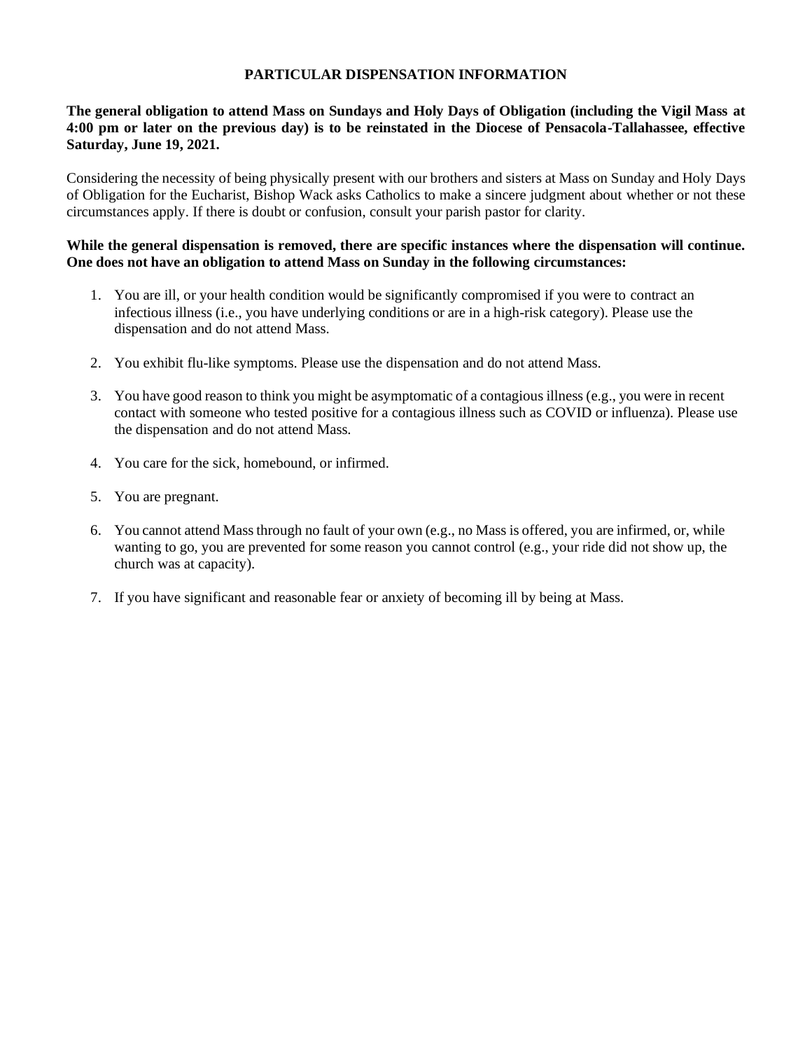# PARTICULAR DISPENSATION INFORMATION

**The general obligation to attend Mass on Sundays and Holy Days of Obligation (including the Vigil Mass at 4:00 pm or later on the previous day) is to be reinstated in the Diocese of Pensacola-Tallahassee, effective Saturday, June 19, 2021.**

Considering the necessity of being physically present with our brothers and sisters at Mass on Sunday and Holy Days of Obligation for the Eucharist, Bishop Wack asks Catholics to make a sincere judgment about whether or not these circumstances apply. If there is doubt or confusion, consult your parish pastor for clarity.

**While the general dispensation is removed, there are specific instances where the dispensation will continue. One does not have an obligation to attend Mass on Sunday in the following circumstances:**

1. You are ill, or your health condition would be significantly compromised if you were to contract an infectious illness (i.e., you have underlying conditions or are in a high-risk category). Please use the dispensation and do not attend Mass.
2. You exhibit flu-like symptoms. Please use the dispensation and do not attend Mass.
3. You have good reason to think you might be asymptomatic of a contagious illness (e.g., you were in recent contact with someone who tested positive for a contagious illness such as COVID or influenza). Please use the dispensation and do not attend Mass.
4. You care for the sick, homebound, or infirmed.
5. You are pregnant.
6. You cannot attend Mass through no fault of your own (e.g., no Mass is offered, you are infirmed, or, while wanting to go, you are prevented for some reason you cannot control (e.g., your ride did not show up, the church was at capacity).
7. If you have significant and reasonable fear or anxiety of becoming ill by being at Mass.